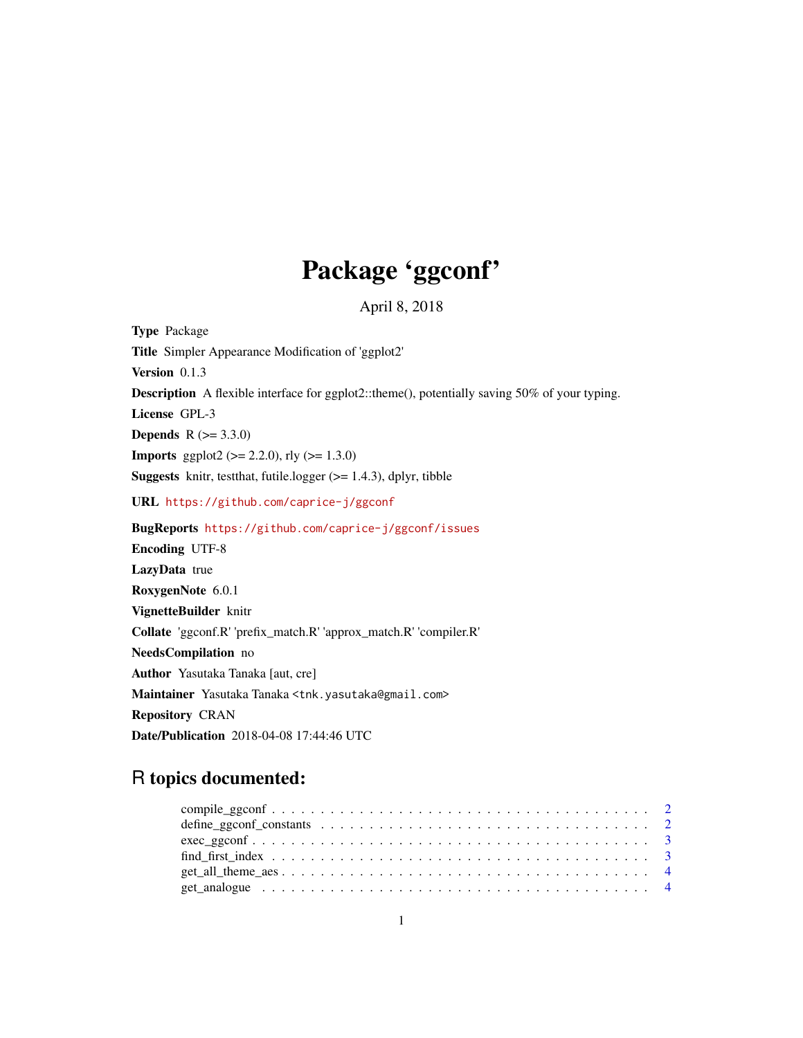# Package 'ggconf'

April 8, 2018

**Type** Package

**Title** Simpler Appearance Modification of 'ggplot2'

**Version** 0.1.3

**Description** A flexible interface for ggplot2::theme(), potentially saving 50% of your typing.

**License** GPL-3

**Depends** R (>= 3.3.0)

**Imports** ggplot2 (>= 2.2.0), rly (>= 1.3.0)

**Suggests** knitr, testthat, futile.logger (>= 1.4.3), dplyr, tibble

**URL** https://github.com/caprice-j/ggconf

**BugReports** https://github.com/caprice-j/ggconf/issues

**Encoding** UTF-8

**LazyData** true

**RoxygenNote** 6.0.1

**VignetteBuilder** knitr

**Collate** 'ggconf.R' 'prefix_match.R' 'approx_match.R' 'compiler.R'

**NeedsCompilation** no

**Author** Yasutaka Tanaka [aut, cre]

**Maintainer** Yasutaka Tanaka <tnk.yasutaka@gmail.com>

**Repository** CRAN

**Date/Publication** 2018-04-08 17:44:46 UTC

## R topics documented:

- compile_ggconf . . . . . . . . . . . . . . . . . . . . . . . . . . . . . . . . . . . . . . . . 2
- define_ggconf_constants . . . . . . . . . . . . . . . . . . . . . . . . . . . . . . . . . . . 2
- exec_ggconf . . . . . . . . . . . . . . . . . . . . . . . . . . . . . . . . . . . . . . . . . 3
- find_first_index . . . . . . . . . . . . . . . . . . . . . . . . . . . . . . . . . . . . . . . 3
- get_all_theme_aes . . . . . . . . . . . . . . . . . . . . . . . . . . . . . . . . . . . . . . 4
- get_analogue . . . . . . . . . . . . . . . . . . . . . . . . . . . . . . . . . . . . . . . . . 4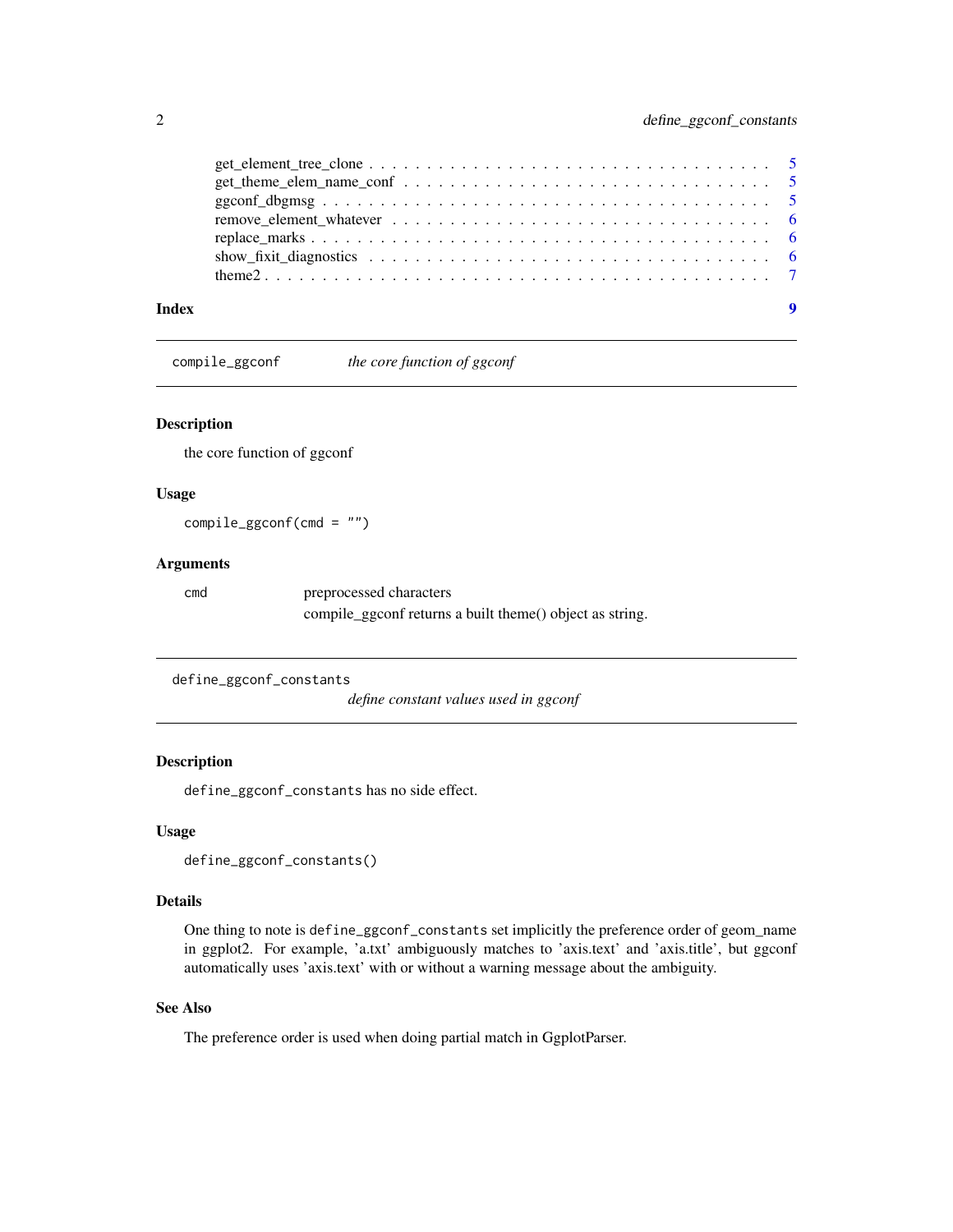get_element_tree_clone . . . . . . . . . . . . . . . . . . . . . . . . . . . . . . . . . 5
get_theme_elem_name_conf . . . . . . . . . . . . . . . . . . . . . . . . . . . . . . . . 5
ggconf_dbgmsg . . . . . . . . . . . . . . . . . . . . . . . . . . . . . . . . . . . . . . 5
remove_element_whatever . . . . . . . . . . . . . . . . . . . . . . . . . . . . . . . . . 6
replace_marks . . . . . . . . . . . . . . . . . . . . . . . . . . . . . . . . . . . . . . 6
show_fixit_diagnostics . . . . . . . . . . . . . . . . . . . . . . . . . . . . . . . . . 6
theme2 . . . . . . . . . . . . . . . . . . . . . . . . . . . . . . . . . . . . . . . . . 7

**Index** **9**

---

## compile_ggconf — *the core function of ggconf*

### Description

the core function of ggconf

### Usage

```
compile_ggconf(cmd = "")
```

### Arguments

| | |
|---|---|
| cmd | preprocessed characters<br>compile_ggconf returns a built theme() object as string. |

---

## define_ggconf_constants — *define constant values used in ggconf*

### Description

`define_ggconf_constants` has no side effect.

### Usage

```
define_ggconf_constants()
```

### Details

One thing to note is `define_ggconf_constants` set implicitly the preference order of geom_name in ggplot2. For example, 'a.txt' ambiguously matches to 'axis.text' and 'axis.title', but ggconf automatically uses 'axis.text' with or without a warning message about the ambiguity.

### See Also

The preference order is used when doing partial match in GgplotParser.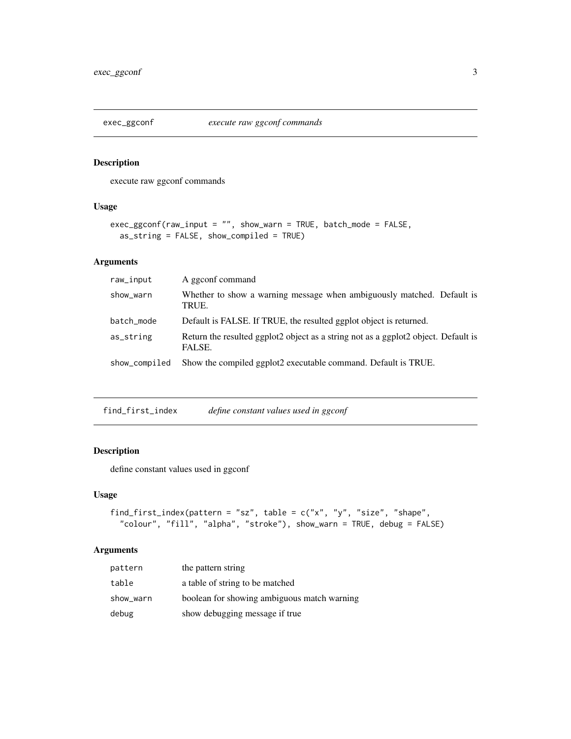## exec_ggconf — *execute raw ggconf commands*

### Description

execute raw ggconf commands

### Usage

```
exec_ggconf(raw_input = "", show_warn = TRUE, batch_mode = FALSE,
  as_string = FALSE, show_compiled = TRUE)
```

### Arguments

| Argument | Description |
| --- | --- |
| raw_input | A ggconf command |
| show_warn | Whether to show a warning message when ambiguously matched. Default is TRUE. |
| batch_mode | Default is FALSE. If TRUE, the resulted ggplot object is returned. |
| as_string | Return the resulted ggplot2 object as a string not as a ggplot2 object. Default is FALSE. |
| show_compiled | Show the compiled ggplot2 executable command. Default is TRUE. |

## find_first_index — *define constant values used in ggconf*

### Description

define constant values used in ggconf

### Usage

```
find_first_index(pattern = "sz", table = c("x", "y", "size", "shape",
  "colour", "fill", "alpha", "stroke"), show_warn = TRUE, debug = FALSE)
```

### Arguments

| Argument | Description |
| --- | --- |
| pattern | the pattern string |
| table | a table of string to be matched |
| show_warn | boolean for showing ambiguous match warning |
| debug | show debugging message if true |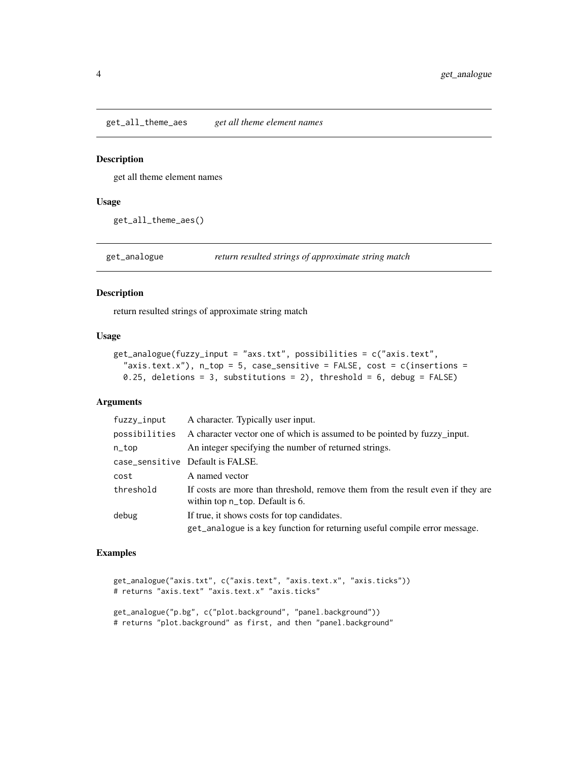## get_all_theme_aes *get all theme element names*

### Description

get all theme element names

### Usage

```
get_all_theme_aes()
```

## get_analogue *return resulted strings of approximate string match*

### Description

return resulted strings of approximate string match

### Usage

```
get_analogue(fuzzy_input = "axs.txt", possibilities = c("axis.text",
  "axis.text.x"), n_top = 5, case_sensitive = FALSE, cost = c(insertions =
  0.25, deletions = 3, substitutions = 2), threshold = 6, debug = FALSE)
```

### Arguments

| | |
|---|---|
| fuzzy_input | A character. Typically user input. |
| possibilities | A character vector one of which is assumed to be pointed by fuzzy_input. |
| n_top | An integer specifying the number of returned strings. |
| case_sensitive | Default is FALSE. |
| cost | A named vector |
| threshold | If costs are more than threshold, remove them from the result even if they are within top n_top. Default is 6. |
| debug | If true, it shows costs for top candidates. get_analogue is a key function for returning useful compile error message. |

### Examples

```
get_analogue("axis.txt", c("axis.text", "axis.text.x", "axis.ticks"))
# returns "axis.text" "axis.text.x" "axis.ticks"

get_analogue("p.bg", c("plot.background", "panel.background"))
# returns "plot.background" as first, and then "panel.background"
```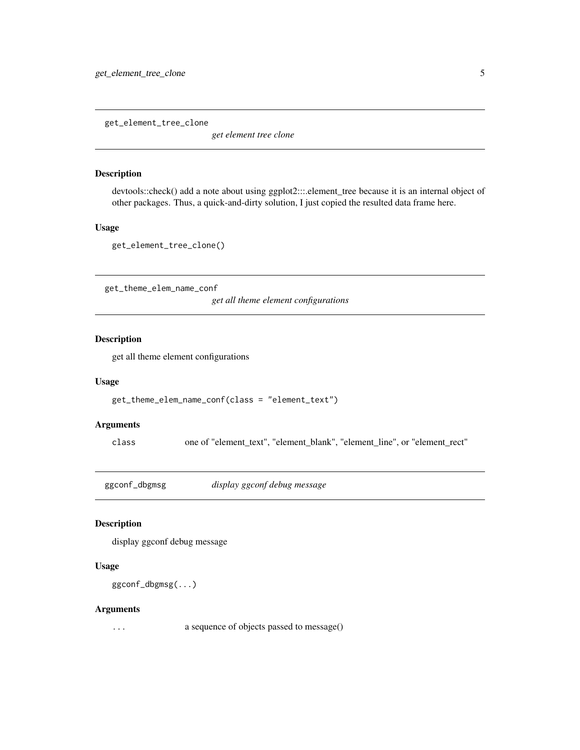## get_element_tree_clone

*get element tree clone*

### Description

devtools::check() add a note about using ggplot2:::.element_tree because it is an internal object of other packages. Thus, a quick-and-dirty solution, I just copied the resulted data frame here.

### Usage

```
get_element_tree_clone()
```

## get_theme_elem_name_conf

*get all theme element configurations*

### Description

get all theme element configurations

### Usage

```
get_theme_elem_name_conf(class = "element_text")
```

### Arguments

| | |
|---|---|
| class | one of "element_text", "element_blank", "element_line", or "element_rect" |

## ggconf_dbgmsg

*display ggconf debug message*

### Description

display ggconf debug message

### Usage

```
ggconf_dbgmsg(...)
```

### Arguments

| | |
|---|---|
| ... | a sequence of objects passed to message() |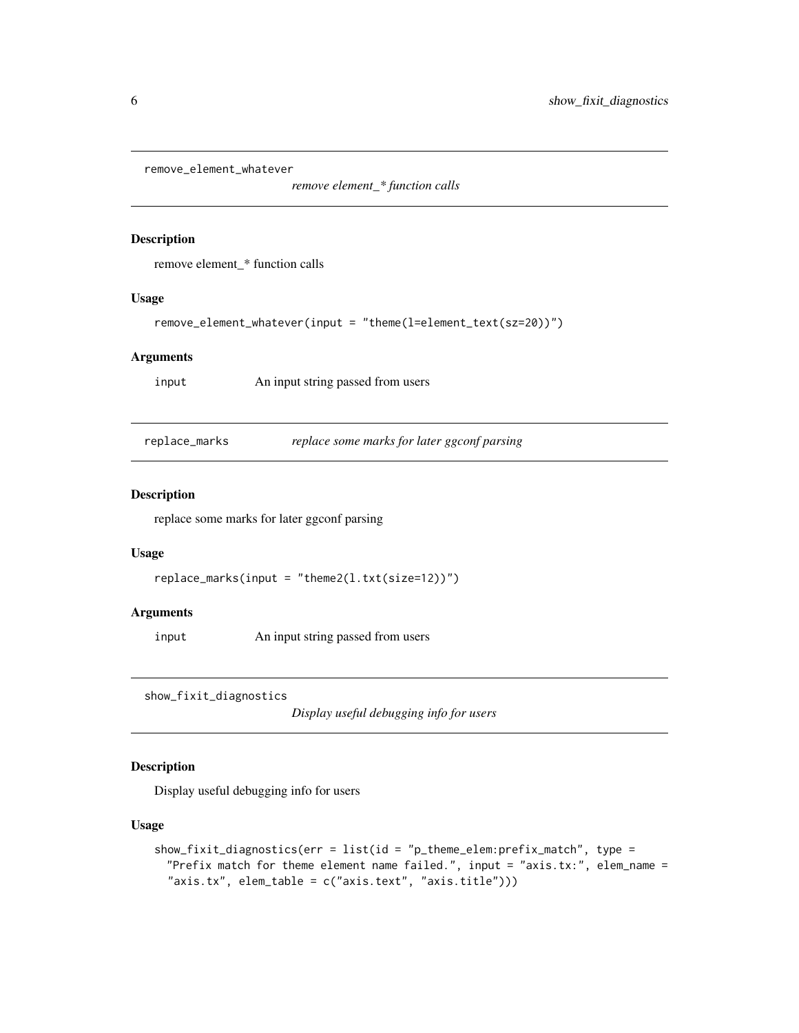## remove_element_whatever

*remove element_* function calls*

### Description

remove element_* function calls

### Usage

```
remove_element_whatever(input = "theme(l=element_text(sz=20))")
```

### Arguments

| | |
|---|---|
| input | An input string passed from users |

## replace_marks

*replace some marks for later ggconf parsing*

### Description

replace some marks for later ggconf parsing

### Usage

```
replace_marks(input = "theme2(l.txt(size=12))")
```

### Arguments

| | |
|---|---|
| input | An input string passed from users |

## show_fixit_diagnostics

*Display useful debugging info for users*

### Description

Display useful debugging info for users

### Usage

```
show_fixit_diagnostics(err = list(id = "p_theme_elem:prefix_match", type =
  "Prefix match for theme element name failed.", input = "axis.tx:", elem_name =
  "axis.tx", elem_table = c("axis.text", "axis.title")))
```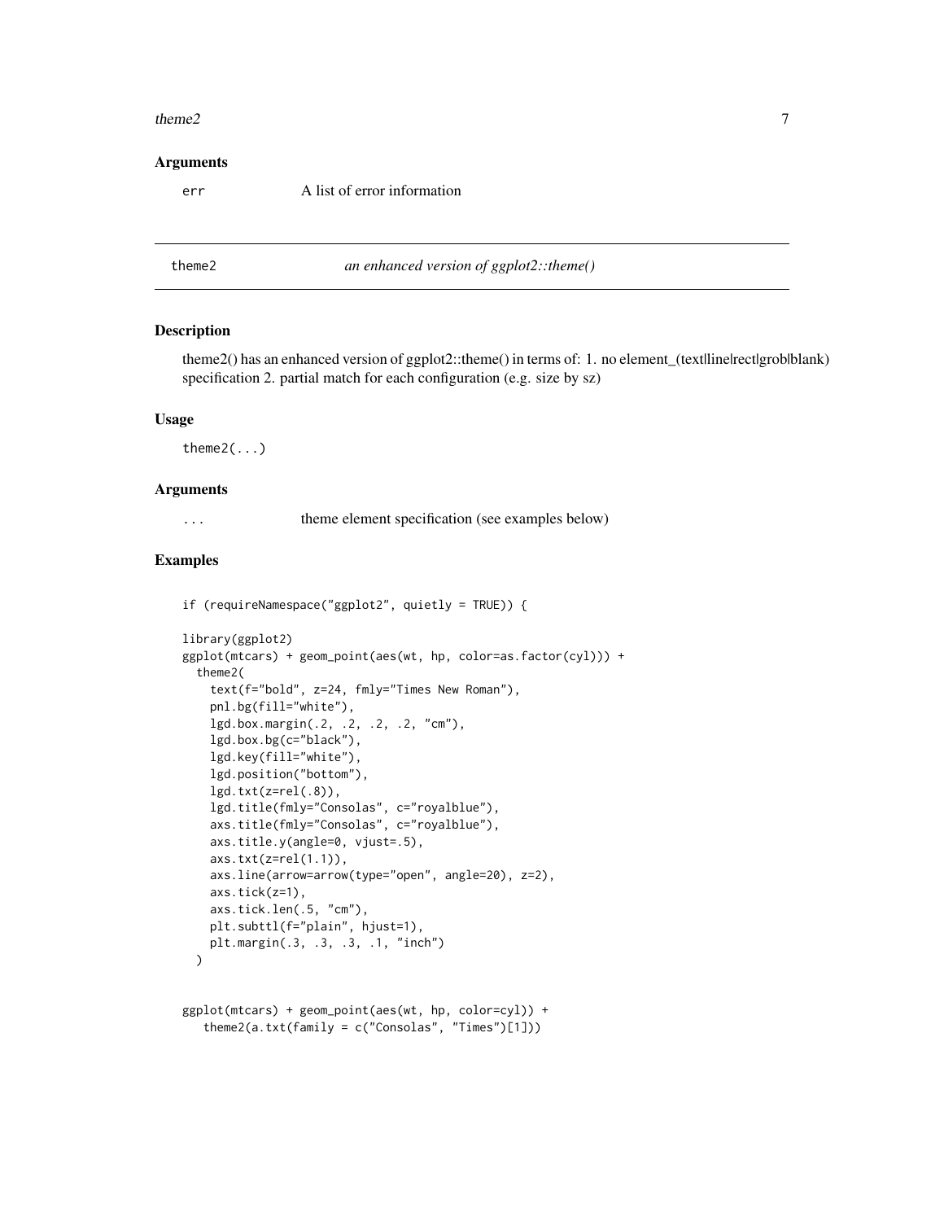### Arguments

err A list of error information

---

## theme2 *an enhanced version of ggplot2::theme()*

---

### Description

theme2() has an enhanced version of ggplot2::theme() in terms of: 1. no element_(text|line|rect|grob|blank) specification 2. partial match for each configuration (e.g. size by sz)

### Usage

```
theme2(...)
```

### Arguments

... theme element specification (see examples below)

### Examples

```
if (requireNamespace("ggplot2", quietly = TRUE)) {

library(ggplot2)
ggplot(mtcars) + geom_point(aes(wt, hp, color=as.factor(cyl))) +
  theme2(
    text(f="bold", z=24, fmly="Times New Roman"),
    pnl.bg(fill="white"),
    lgd.box.margin(.2, .2, .2, .2, "cm"),
    lgd.box.bg(c="black"),
    lgd.key(fill="white"),
    lgd.position("bottom"),
    lgd.txt(z=rel(.8)),
    lgd.title(fmly="Consolas", c="royalblue"),
    axs.title(fmly="Consolas", c="royalblue"),
    axs.title.y(angle=0, vjust=.5),
    axs.txt(z=rel(1.1)),
    axs.line(arrow=arrow(type="open", angle=20), z=2),
    axs.tick(z=1),
    axs.tick.len(.5, "cm"),
    plt.subttl(f="plain", hjust=1),
    plt.margin(.3, .3, .3, .1, "inch")
  )


ggplot(mtcars) + geom_point(aes(wt, hp, color=cyl)) +
   theme2(a.txt(family = c("Consolas", "Times")[1]))
```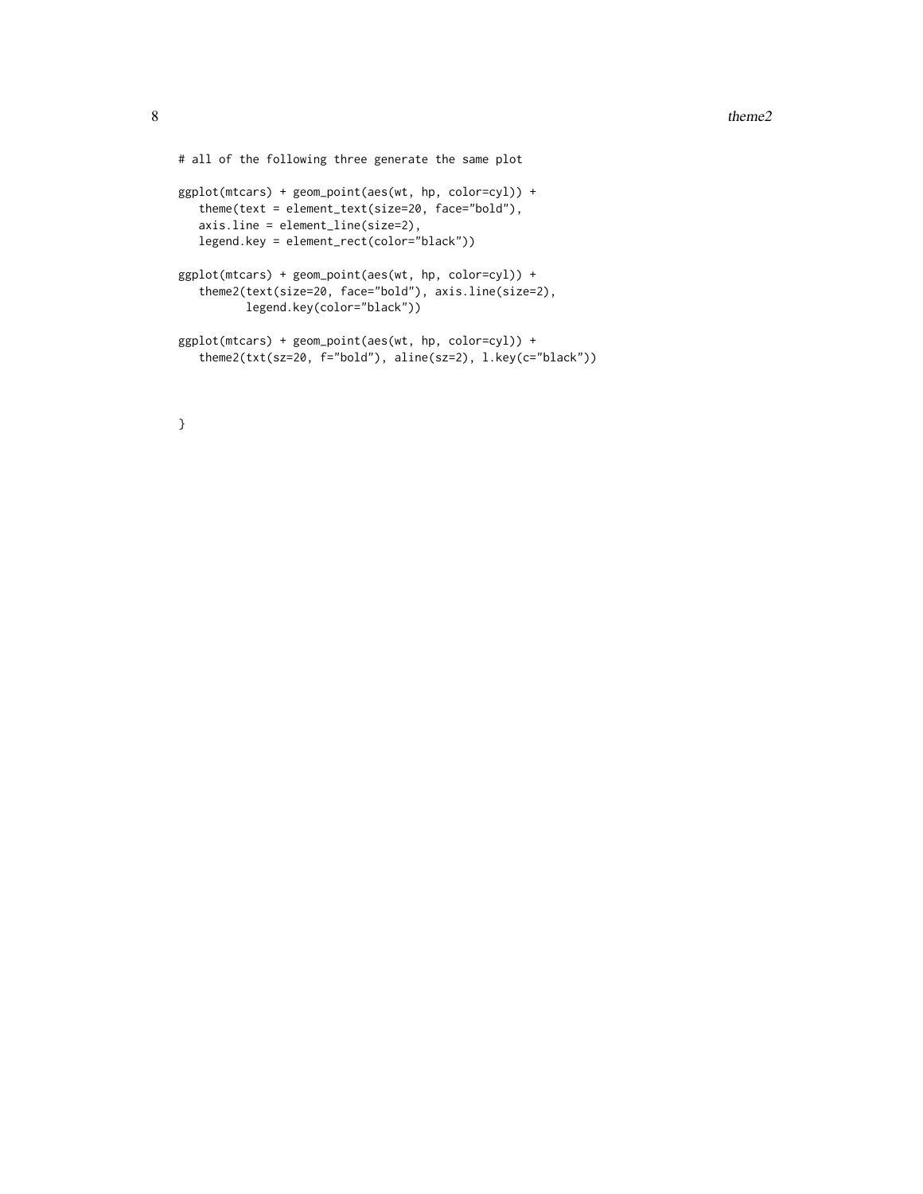```
# all of the following three generate the same plot

ggplot(mtcars) + geom_point(aes(wt, hp, color=cyl)) +
   theme(text = element_text(size=20, face="bold"),
   axis.line = element_line(size=2),
   legend.key = element_rect(color="black"))

ggplot(mtcars) + geom_point(aes(wt, hp, color=cyl)) +
   theme2(text(size=20, face="bold"), axis.line(size=2),
          legend.key(color="black"))

ggplot(mtcars) + geom_point(aes(wt, hp, color=cyl)) +
   theme2(txt(sz=20, f="bold"), aline(sz=2), l.key(c="black"))



}
```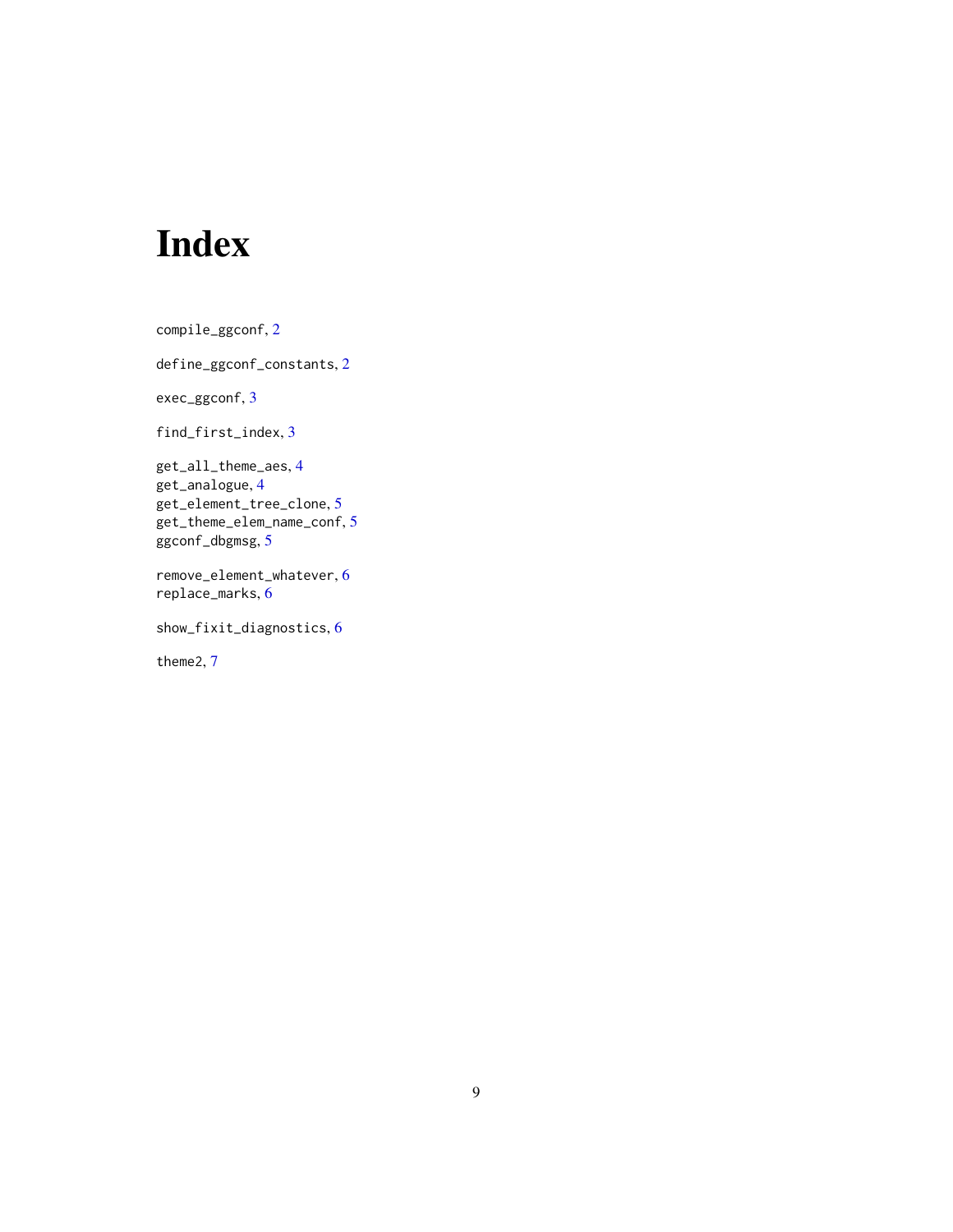# Index

compile_ggconf, 2

define_ggconf_constants, 2

exec_ggconf, 3

find_first_index, 3

get_all_theme_aes, 4
get_analogue, 4
get_element_tree_clone, 5
get_theme_elem_name_conf, 5
ggconf_dbgmsg, 5

remove_element_whatever, 6
replace_marks, 6

show_fixit_diagnostics, 6

theme2, 7